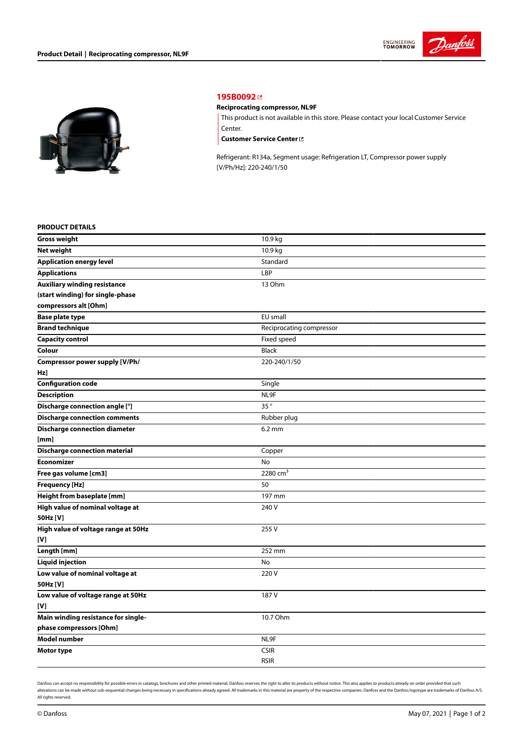# 195B0092

**Reciprocating compressor, NL9F**

This product is not available in this store. Please contact your local Customer Service Center.

**Customer Service Center**

Refrigerant: R134a, Segment usage: Refrigeration LT, Compressor power supply [V/Ph/Hz]: 220-240/1/50

## PRODUCT DETAILS

| | |
|---|---|
| **Gross weight** | 10.9 kg |
| **Net weight** | 10.9 kg |
| **Application energy level** | Standard |
| **Applications** | LBP |
| **Auxiliary winding resistance (start winding) for single-phase compressors alt [Ohm]** | 13 Ohm |
| **Base plate type** | EU small |
| **Brand technique** | Reciprocating compressor |
| **Capacity control** | Fixed speed |
| **Colour** | Black |
| **Compressor power supply [V/Ph/Hz]** | 220-240/1/50 |
| **Configuration code** | Single |
| **Description** | NL9F |
| **Discharge connection angle [°]** | 35 ° |
| **Discharge connection comments** | Rubber plug |
| **Discharge connection diameter [mm]** | 6.2 mm |
| **Discharge connection material** | Copper |
| **Economizer** | No |
| **Free gas volume [cm3]** | 2280 $cm^3$ |
| **Frequency [Hz]** | 50 |
| **Height from baseplate [mm]** | 197 mm |
| **High value of nominal voltage at 50Hz [V]** | 240 V |
| **High value of voltage range at 50Hz [V]** | 255 V |
| **Length [mm]** | 252 mm |
| **Liquid injection** | No |
| **Low value of nominal voltage at 50Hz [V]** | 220 V |
| **Low value of voltage range at 50Hz [V]** | 187 V |
| **Main winding resistance for single-phase compressors [Ohm]** | 10.7 Ohm |
| **Model number** | NL9F |
| **Motor type** | CSIR<br>RSIR |

Danfoss can accept no responsibility for possible errors in catalogs, brochures and other printed material. Danfoss reserves the right to alter its products without notice. This also applies to products already on order provided that such alterations can be made without sub-sequential changes being necessary in specifications already agreed. All trademarks in this material are property of the respective companies. Danfoss and the Danfoss logotype are trademarks of Danfoss A/S. All rights reserved.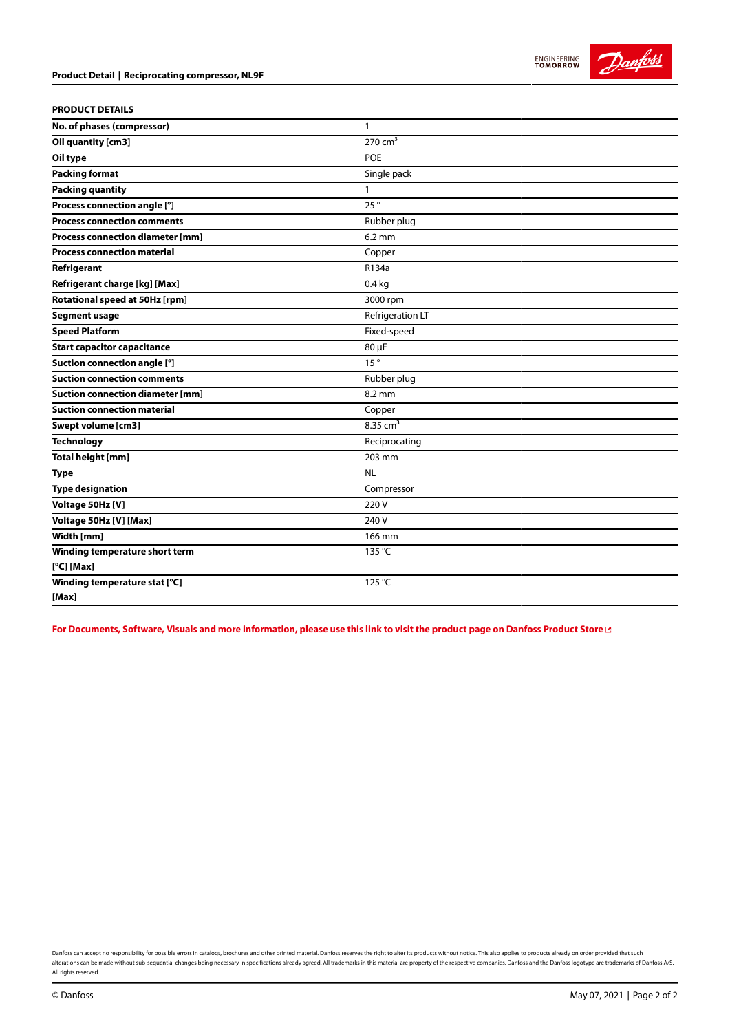## PRODUCT DETAILS

| | |
|---|---|
| **No. of phases (compressor)** | 1 |
| **Oil quantity [cm3]** | 270 $cm^3$ |
| **Oil type** | POE |
| **Packing format** | Single pack |
| **Packing quantity** | 1 |
| **Process connection angle [°]** | 25 ° |
| **Process connection comments** | Rubber plug |
| **Process connection diameter [mm]** | 6.2 mm |
| **Process connection material** | Copper |
| **Refrigerant** | R134a |
| **Refrigerant charge [kg] [Max]** | 0.4 kg |
| **Rotational speed at 50Hz [rpm]** | 3000 rpm |
| **Segment usage** | Refrigeration LT |
| **Speed Platform** | Fixed-speed |
| **Start capacitor capacitance** | 80 µF |
| **Suction connection angle [°]** | 15 ° |
| **Suction connection comments** | Rubber plug |
| **Suction connection diameter [mm]** | 8.2 mm |
| **Suction connection material** | Copper |
| **Swept volume [cm3]** | 8.35 $cm^3$ |
| **Technology** | Reciprocating |
| **Total height [mm]** | 203 mm |
| **Type** | NL |
| **Type designation** | Compressor |
| **Voltage 50Hz [V]** | 220 V |
| **Voltage 50Hz [V] [Max]** | 240 V |
| **Width [mm]** | 166 mm |
| **Winding temperature short term [°C] [Max]** | 135 °C |
| **Winding temperature stat [°C] [Max]** | 125 °C |

**For Documents, Software, Visuals and more information, please use this link to visit the product page on Danfoss Product Store**

Danfoss can accept no responsibility for possible errors in catalogs, brochures and other printed material. Danfoss reserves the right to alter its products without notice. This also applies to products already on order provided that such alterations can be made without sub-sequential changes being necessary in specifications already agreed. All trademarks in this material are property of the respective companies. Danfoss and the Danfoss logotype are trademarks of Danfoss A/S. All rights reserved.